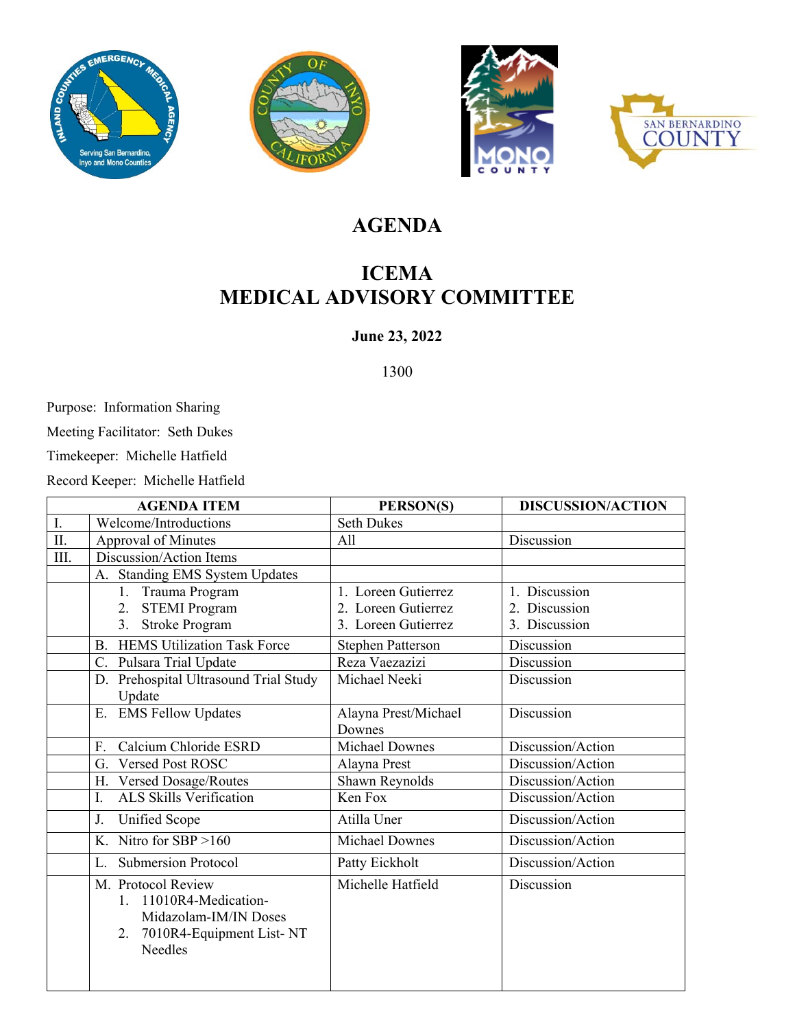# AGENDA

# ICEMA
# MEDICAL ADVISORY COMMITTEE

**June 23, 2022**

1300

Purpose: Information Sharing

Meeting Facilitator: Seth Dukes

Timekeeper: Michelle Hatfield

Record Keeper: Michelle Hatfield

| | AGENDA ITEM | PERSON(S) | DISCUSSION/ACTION |
|---|---|---|---|
| I. | Welcome/Introductions | Seth Dukes | |
| II. | Approval of Minutes | All | Discussion |
| III. | Discussion/Action Items | | |
| | A. Standing EMS System Updates | | |
| | 1. Trauma Program<br>2. STEMI Program<br>3. Stroke Program | 1. Loreen Gutierrez<br>2. Loreen Gutierrez<br>3. Loreen Gutierrez | 1. Discussion<br>2. Discussion<br>3. Discussion |
| | B. HEMS Utilization Task Force | Stephen Patterson | Discussion |
| | C. Pulsara Trial Update | Reza Vaezazizi | Discussion |
| | D. Prehospital Ultrasound Trial Study Update | Michael Neeki | Discussion |
| | E. EMS Fellow Updates | Alayna Prest/Michael Downes | Discussion |
| | F. Calcium Chloride ESRD | Michael Downes | Discussion/Action |
| | G. Versed Post ROSC | Alayna Prest | Discussion/Action |
| | H. Versed Dosage/Routes | Shawn Reynolds | Discussion/Action |
| | I. ALS Skills Verification | Ken Fox | Discussion/Action |
| | J. Unified Scope | Atilla Uner | Discussion/Action |
| | K. Nitro for SBP >160 | Michael Downes | Discussion/Action |
| | L. Submersion Protocol | Patty Eickholt | Discussion/Action |
| | M. Protocol Review<br>1. 11010R4-Medication-Midazolam-IM/IN Doses<br>2. 7010R4-Equipment List- NT Needles | Michelle Hatfield | Discussion |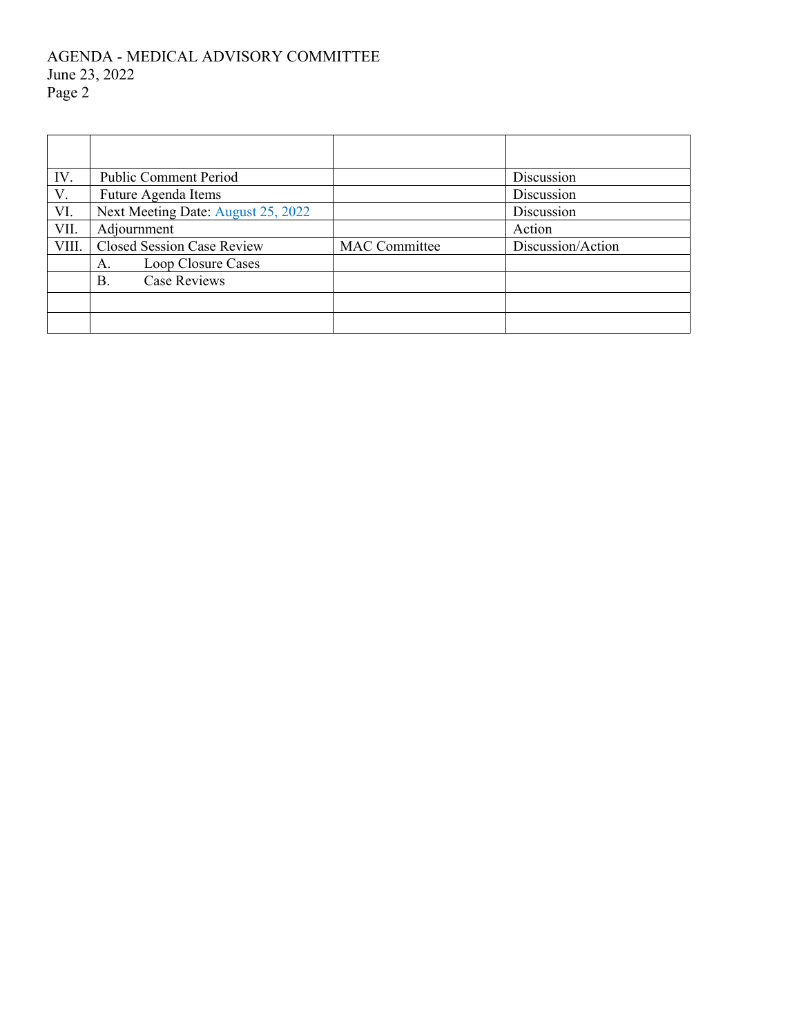| | | | |
|---|---|---|---|
| IV. | Public Comment Period | | Discussion |
| V. | Future Agenda Items | | Discussion |
| VI. | Next Meeting Date: August 25, 2022 | | Discussion |
| VII. | Adjournment | | Action |
| VIII. | Closed Session Case Review | MAC Committee | Discussion/Action |
| | A. Loop Closure Cases | | |
| | B. Case Reviews | | |
| | | | |
| | | | |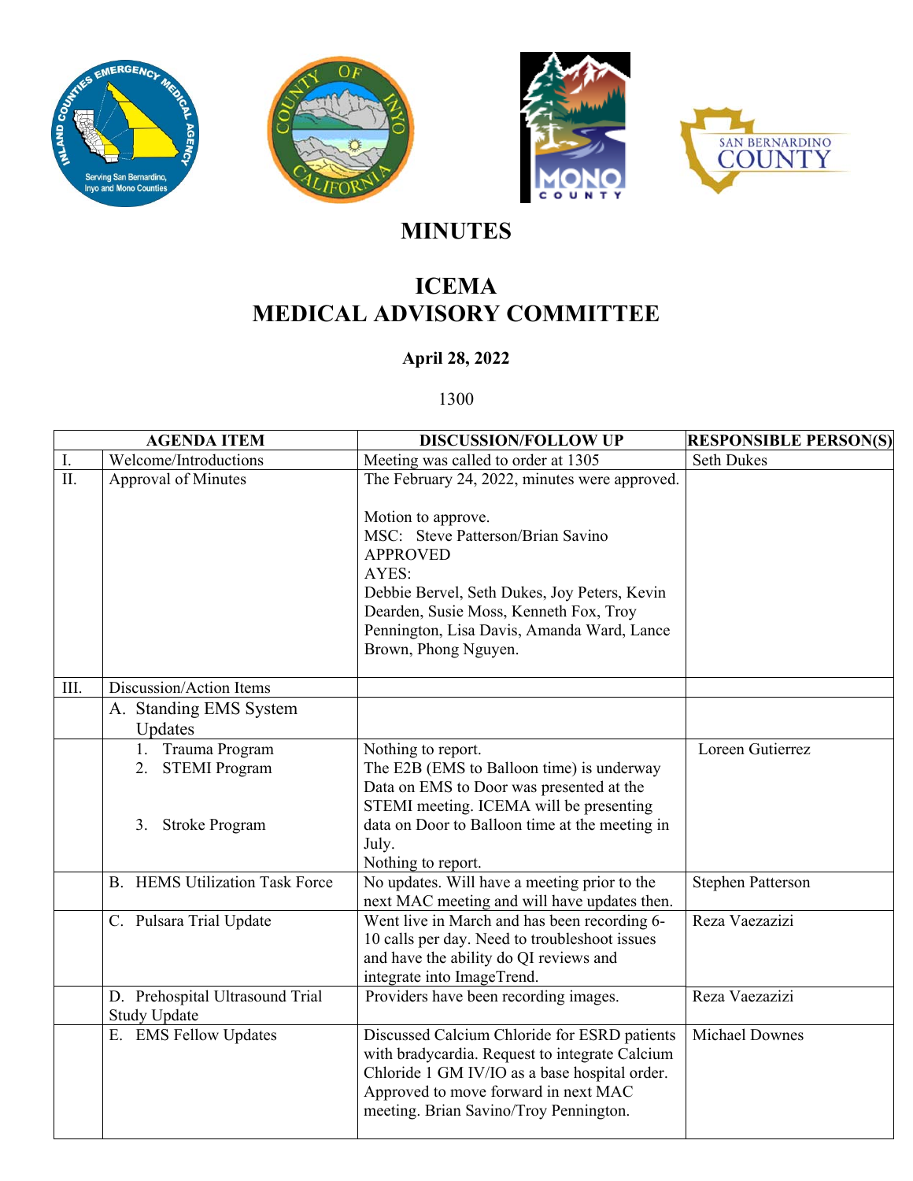# MINUTES

# ICEMA
# MEDICAL ADVISORY COMMITTEE

**April 28, 2022**

1300

| | AGENDA ITEM | DISCUSSION/FOLLOW UP | RESPONSIBLE PERSON(S) |
|---|---|---|---|
| I. | Welcome/Introductions | Meeting was called to order at 1305 | Seth Dukes |
| II. | Approval of Minutes | The February 24, 2022, minutes were approved.<br><br>Motion to approve.<br>MSC: Steve Patterson/Brian Savino<br>APPROVED<br>AYES:<br>Debbie Bervel, Seth Dukes, Joy Peters, Kevin Dearden, Susie Moss, Kenneth Fox, Troy Pennington, Lisa Davis, Amanda Ward, Lance Brown, Phong Nguyen. | |
| III. | Discussion/Action Items | | |
| | A. Standing EMS System Updates | | |
| | 1. Trauma Program<br>2. STEMI Program<br><br><br>3. Stroke Program | Nothing to report.<br>The E2B (EMS to Balloon time) is underway Data on EMS to Door was presented at the STEMI meeting. ICEMA will be presenting data on Door to Balloon time at the meeting in July.<br>Nothing to report. | Loreen Gutierrez |
| | B. HEMS Utilization Task Force | No updates. Will have a meeting prior to the next MAC meeting and will have updates then. | Stephen Patterson |
| | C. Pulsara Trial Update | Went live in March and has been recording 6-10 calls per day. Need to troubleshoot issues and have the ability do QI reviews and integrate into ImageTrend. | Reza Vaezazizi |
| | D. Prehospital Ultrasound Trial Study Update | Providers have been recording images. | Reza Vaezazizi |
| | E. EMS Fellow Updates | Discussed Calcium Chloride for ESRD patients with bradycardia. Request to integrate Calcium Chloride 1 GM IV/IO as a base hospital order. Approved to move forward in next MAC meeting. Brian Savino/Troy Pennington. | Michael Downes |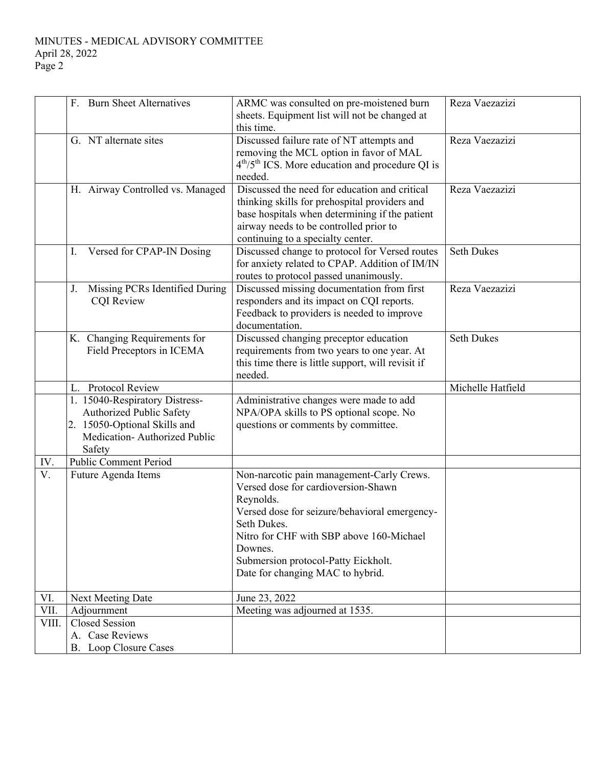| | | | |
|---|---|---|---|
| | F. Burn Sheet Alternatives | ARMC was consulted on pre-moistened burn sheets. Equipment list will not be changed at this time. | Reza Vaezazizi |
| | G. NT alternate sites | Discussed failure rate of NT attempts and removing the MCL option in favor of MAL 4th/5th ICS. More education and procedure QI is needed. | Reza Vaezazizi |
| | H. Airway Controlled vs. Managed | Discussed the need for education and critical thinking skills for prehospital providers and base hospitals when determining if the patient airway needs to be controlled prior to continuing to a specialty center. | Reza Vaezazizi |
| | I. Versed for CPAP-IN Dosing | Discussed change to protocol for Versed routes for anxiety related to CPAP. Addition of IM/IN routes to protocol passed unanimously. | Seth Dukes |
| | J. Missing PCRs Identified During CQI Review | Discussed missing documentation from first responders and its impact on CQI reports. Feedback to providers is needed to improve documentation. | Reza Vaezazizi |
| | K. Changing Requirements for Field Preceptors in ICEMA | Discussed changing preceptor education requirements from two years to one year. At this time there is little support, will revisit if needed. | Seth Dukes |
| | L. Protocol Review | | Michelle Hatfield |
| | 1. 15040-Respiratory Distress-Authorized Public Safety<br>2. 15050-Optional Skills and Medication- Authorized Public Safety | Administrative changes were made to add NPA/OPA skills to PS optional scope. No questions or comments by committee. | |
| IV. | Public Comment Period | | |
| V. | Future Agenda Items | Non-narcotic pain management-Carly Crews.<br>Versed dose for cardioversion-Shawn Reynolds.<br>Versed dose for seizure/behavioral emergency-Seth Dukes.<br>Nitro for CHF with SBP above 160-Michael Downes.<br>Submersion protocol-Patty Eickholt.<br>Date for changing MAC to hybrid. | |
| VI. | Next Meeting Date | June 23, 2022 | |
| VII. | Adjournment | Meeting was adjourned at 1535. | |
| VIII. | Closed Session<br>A. Case Reviews<br>B. Loop Closure Cases | | |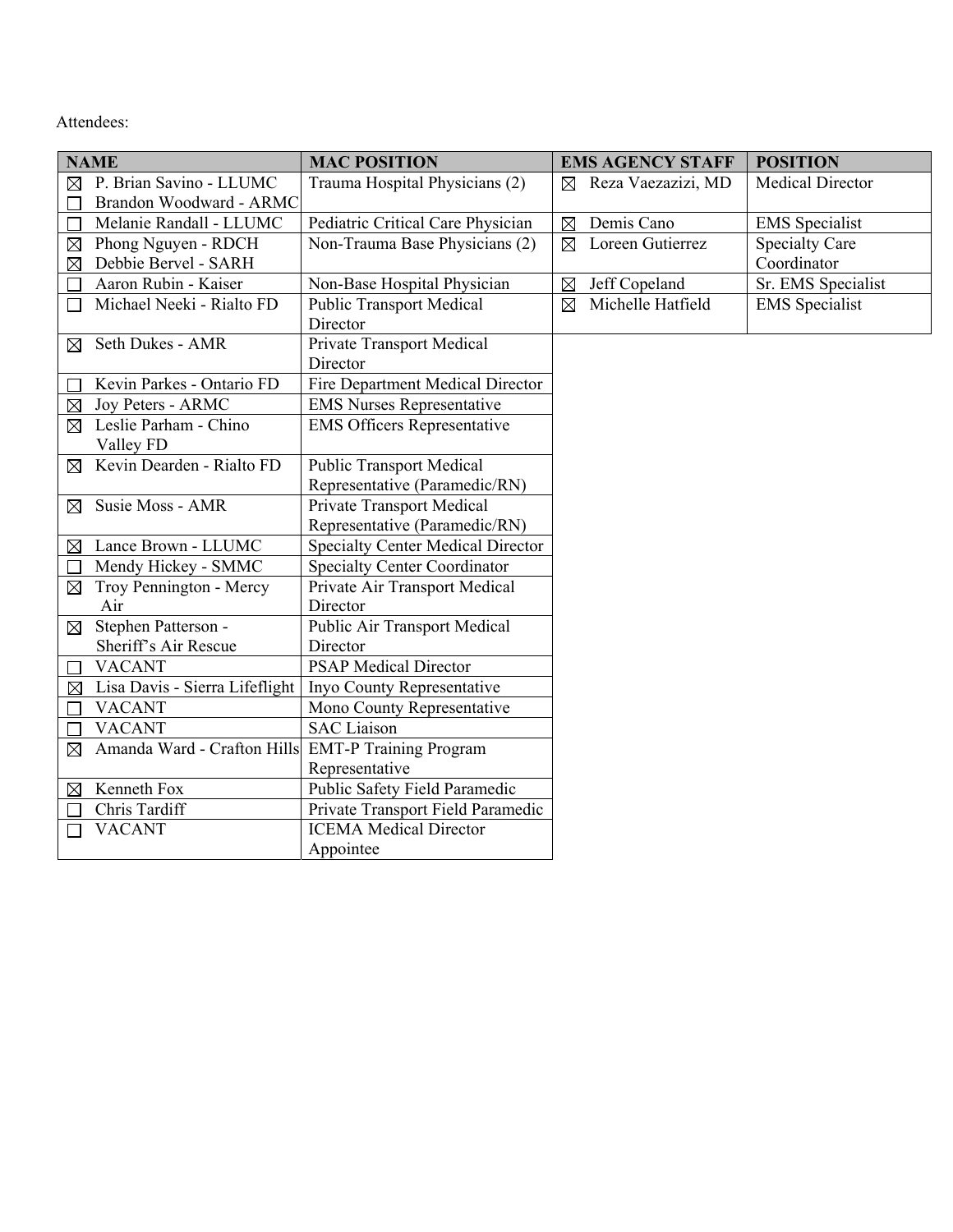Attendees:

| NAME | MAC POSITION | EMS AGENCY STAFF | POSITION |
|---|---|---|---|
| ☒ P. Brian Savino - LLUMC<br>☐ Brandon Woodward - ARMC | Trauma Hospital Physicians (2) | ☒ Reza Vaezazizi, MD | Medical Director |
| ☐ Melanie Randall - LLUMC | Pediatric Critical Care Physician | ☒ Demis Cano | EMS Specialist |
| ☒ Phong Nguyen - RDCH<br>☒ Debbie Bervel - SARH | Non-Trauma Base Physicians (2) | ☒ Loreen Gutierrez | Specialty Care Coordinator |
| ☐ Aaron Rubin - Kaiser | Non-Base Hospital Physician | ☒ Jeff Copeland | Sr. EMS Specialist |
| ☐ Michael Neeki - Rialto FD | Public Transport Medical Director | ☒ Michelle Hatfield | EMS Specialist |
| ☒ Seth Dukes - AMR | Private Transport Medical Director | | |
| ☐ Kevin Parkes - Ontario FD | Fire Department Medical Director | | |
| ☒ Joy Peters - ARMC | EMS Nurses Representative | | |
| ☒ Leslie Parham - Chino Valley FD | EMS Officers Representative | | |
| ☒ Kevin Dearden - Rialto FD | Public Transport Medical Representative (Paramedic/RN) | | |
| ☒ Susie Moss - AMR | Private Transport Medical Representative (Paramedic/RN) | | |
| ☒ Lance Brown - LLUMC | Specialty Center Medical Director | | |
| ☐ Mendy Hickey - SMMC | Specialty Center Coordinator | | |
| ☒ Troy Pennington - Mercy Air | Private Air Transport Medical Director | | |
| ☒ Stephen Patterson - Sheriff's Air Rescue | Public Air Transport Medical Director | | |
| ☐ VACANT | PSAP Medical Director | | |
| ☒ Lisa Davis - Sierra Lifeflight | Inyo County Representative | | |
| ☐ VACANT | Mono County Representative | | |
| ☐ VACANT | SAC Liaison | | |
| ☒ Amanda Ward - Crafton Hills | EMT-P Training Program Representative | | |
| ☒ Kenneth Fox | Public Safety Field Paramedic | | |
| ☐ Chris Tardiff | Private Transport Field Paramedic | | |
| ☐ VACANT | ICEMA Medical Director Appointee | | |